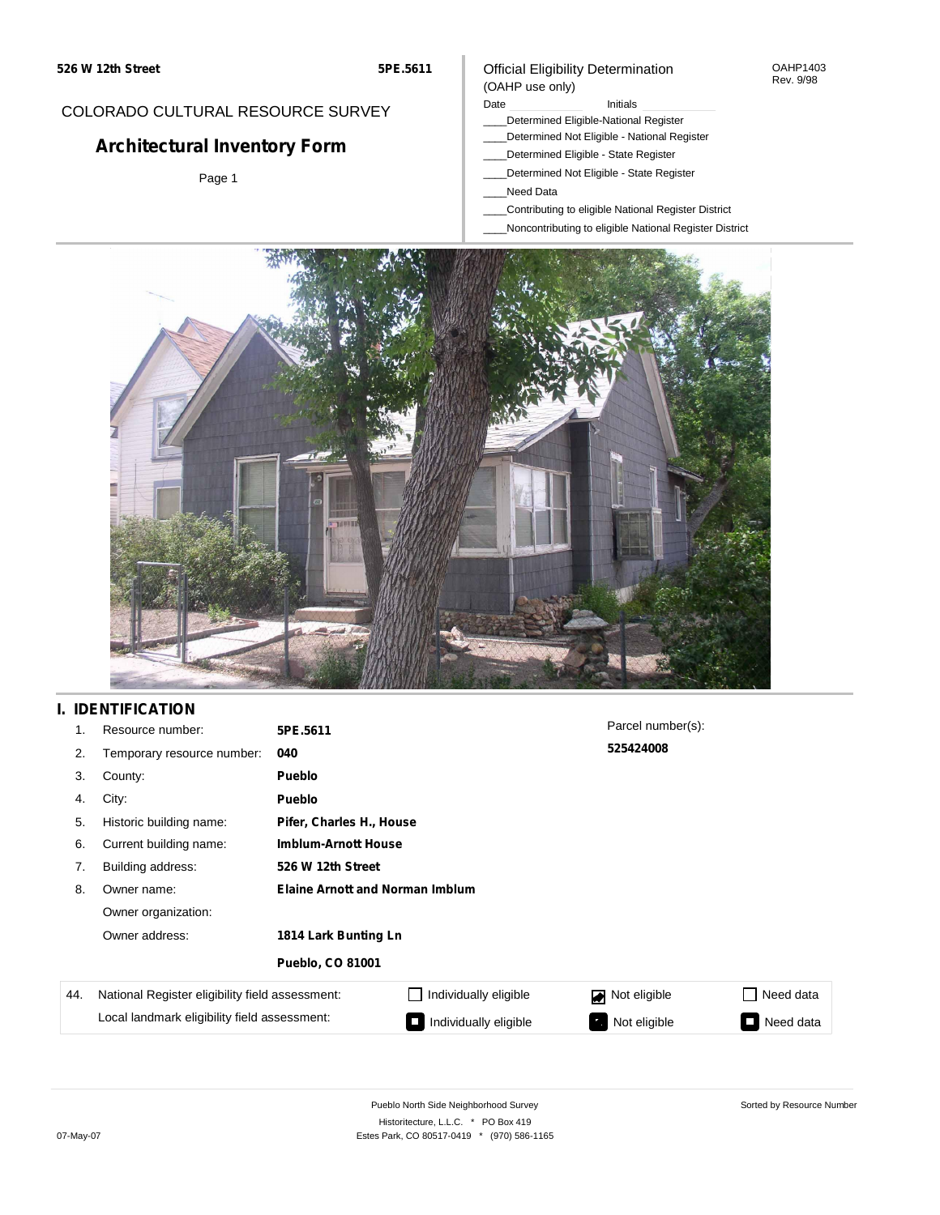526 W 12th Street

5PE.5611

COLORADO CULTURAL RESOURCE SURVEY

# Architectural Inventory Form

Official Eligibility Determination
(OAHP use only)

OAHP1403
Rev. 9/98

Date ________ Initials ________

____Determined Eligible-National Register
____Determined Not Eligible - National Register
____Determined Eligible - State Register
____Determined Not Eligible - State Register
____Need Data
____Contributing to eligible National Register District
____Noncontributing to eligible National Register District

## I. IDENTIFICATION

| | | |
|---|---|---|
| 1. | Resource number: | **5PE.5611** |
| 2. | Temporary resource number: | **040** |
| 3. | County: | **Pueblo** |
| 4. | City: | **Pueblo** |
| 5. | Historic building name: | **Pifer, Charles H., House** |
| 6. | Current building name: | **Imblum-Arnott House** |
| 7. | Building address: | **526 W 12th Street** |
| 8. | Owner name: | **Elaine Arnott and Norman Imblum** |
| | Owner organization: | |
| | Owner address: | **1814 Lark Bunting Ln** |
| | | **Pueblo, CO 81001** |

Parcel number(s):
**525424008**

| 44. | | | | |
|---|---|---|---|---|
| National Register eligibility field assessment: | ☐ Individually eligible | ☑ Not eligible | ☐ Need data |
| Local landmark eligibility field assessment: | ☐ Individually eligible | ☐ Not eligible | ☐ Need data |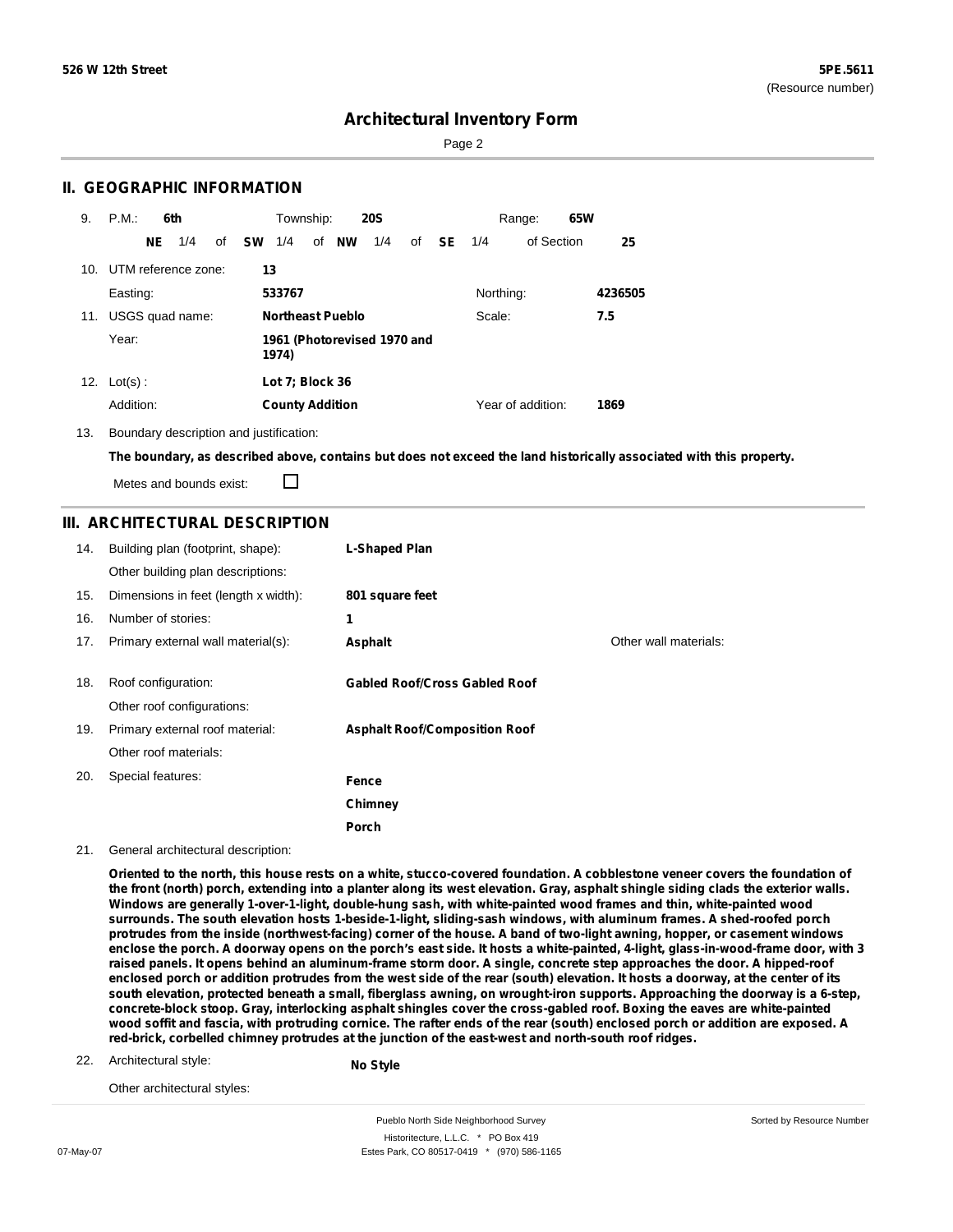# Architectural Inventory Form

## II. GEOGRAPHIC INFORMATION

9. P.M.: **6th** Township: **20S** Range: **65W**

**NE** 1/4 of **SW** 1/4 of **NW** 1/4 of **SE** 1/4 of Section **25**

10. UTM reference zone: **13**

Easting: **533767** Northing: **4236505**

11. USGS quad name: **Northeast Pueblo** Scale: **7.5**

Year: **1961 (Photorevised 1970 and 1974)**

12. Lot(s) : **Lot 7; Block 36**

Addition: **County Addition** Year of addition: **1869**

13. Boundary description and justification:

**The boundary, as described above, contains but does not exceed the land historically associated with this property.**

Metes and bounds exist: ☐

## III. ARCHITECTURAL DESCRIPTION

| | | |
|---|---|---|
| 14. | Building plan (footprint, shape): | **L-Shaped Plan** |
| | Other building plan descriptions: | |
| 15. | Dimensions in feet (length x width): | **801 square feet** |
| 16. | Number of stories: | **1** |
| 17. | Primary external wall material(s): | **Asphalt** |
| | Other wall materials: | |
| 18. | Roof configuration: | **Gabled Roof/Cross Gabled Roof** |
| | Other roof configurations: | |
| 19. | Primary external roof material: | **Asphalt Roof/Composition Roof** |
| | Other roof materials: | |
| 20. | Special features: | **Fence**<br>**Chimney**<br>**Porch** |

21. General architectural description:

**Oriented to the north, this house rests on a white, stucco-covered foundation. A cobblestone veneer covers the foundation of the front (north) porch, extending into a planter along its west elevation. Gray, asphalt shingle siding clads the exterior walls. Windows are generally 1-over-1-light, double-hung sash, with white-painted wood frames and thin, white-painted wood surrounds. The south elevation hosts 1-beside-1-light, sliding-sash windows, with aluminum frames. A shed-roofed porch protrudes from the inside (northwest-facing) corner of the house. A band of two-light awning, hopper, or casement windows enclose the porch. A doorway opens on the porch's east side. It hosts a white-painted, 4-light, glass-in-wood-frame door, with 3 raised panels. It opens behind an aluminum-frame storm door. A single, concrete step approaches the door. A hipped-roof enclosed porch or addition protrudes from the west side of the rear (south) elevation. It hosts a doorway, at the center of its south elevation, protected beneath a small, fiberglass awning, on wrought-iron supports. Approaching the doorway is a 6-step, concrete-block stoop. Gray, interlocking asphalt shingles cover the cross-gabled roof. Boxing the eaves are white-painted wood soffit and fascia, with protruding cornice. The rafter ends of the rear (south) enclosed porch or addition are exposed. A red-brick, corbelled chimney protrudes at the junction of the east-west and north-south roof ridges.**

22. Architectural style: **No Style**

Other architectural styles: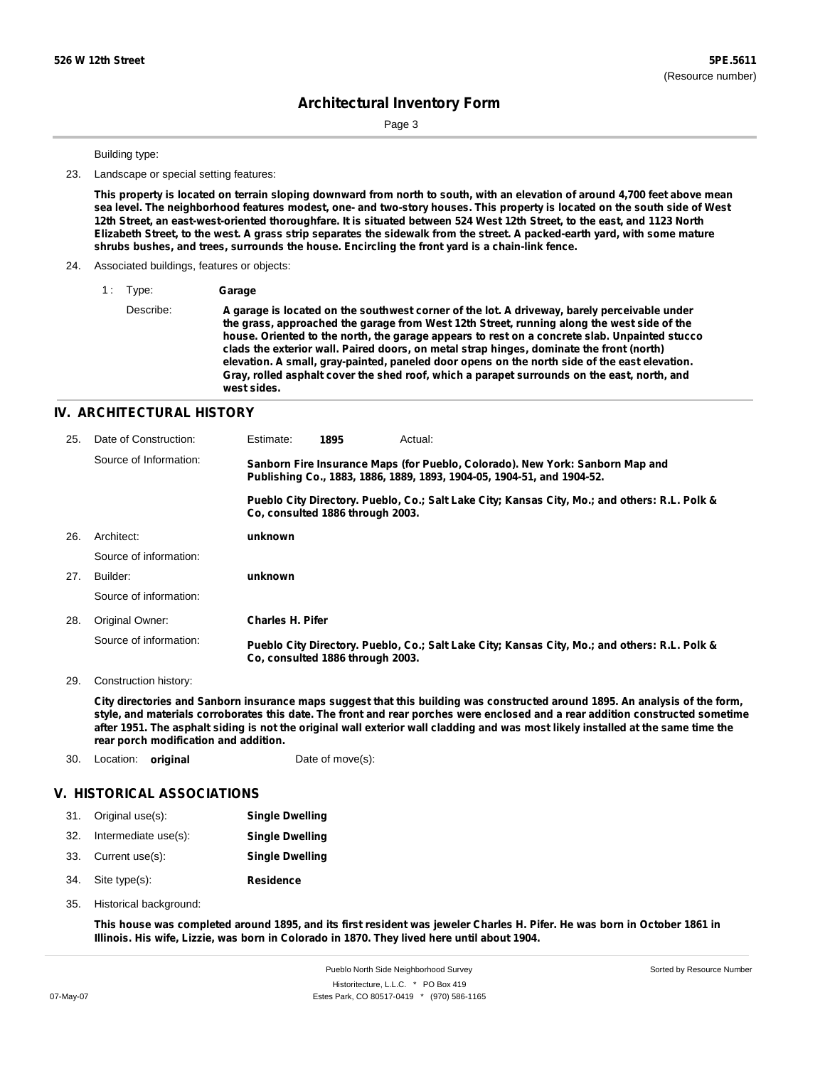Building type:

23. Landscape or special setting features:

**This property is located on terrain sloping downward from north to south, with an elevation of around 4,700 feet above mean sea level. The neighborhood features modest, one- and two-story houses. This property is located on the south side of West 12th Street, an east-west-oriented thoroughfare. It is situated between 524 West 12th Street, to the east, and 1123 North Elizabeth Street, to the west. A grass strip separates the sidewalk from the street. A packed-earth yard, with some mature shrubs bushes, and trees, surrounds the house. Encircling the front yard is a chain-link fence.**

24. Associated buildings, features or objects:

1 : Type: **Garage**

Describe: **A garage is located on the southwest corner of the lot. A driveway, barely perceivable under the grass, approached the garage from West 12th Street, running along the west side of the house. Oriented to the north, the garage appears to rest on a concrete slab. Unpainted stucco clads the exterior wall. Paired doors, on metal strap hinges, dominate the front (north) elevation. A small, gray-painted, paneled door opens on the north side of the east elevation. Gray, rolled asphalt cover the shed roof, which a parapet surrounds on the east, north, and west sides.**

## IV. ARCHITECTURAL HISTORY

25. Date of Construction: Estimate: **1895** Actual:

Source of Information: **Sanborn Fire Insurance Maps (for Pueblo, Colorado). New York: Sanborn Map and Publishing Co., 1883, 1886, 1889, 1893, 1904-05, 1904-51, and 1904-52.**

**Pueblo City Directory. Pueblo, Co.; Salt Lake City; Kansas City, Mo.; and others: R.L. Polk & Co, consulted 1886 through 2003.**

26. Architect: **unknown**

Source of information:

27. Builder: **unknown**

Source of information:

28. Original Owner: **Charles H. Pifer**

Source of information: **Pueblo City Directory. Pueblo, Co.; Salt Lake City; Kansas City, Mo.; and others: R.L. Polk & Co, consulted 1886 through 2003.**

29. Construction history:

**City directories and Sanborn insurance maps suggest that this building was constructed around 1895. An analysis of the form, style, and materials corroborates this date. The front and rear porches were enclosed and a rear addition constructed sometime after 1951. The asphalt siding is not the original wall exterior wall cladding and was most likely installed at the same time the rear porch modification and addition.**

30. Location: **original** Date of move(s):

## V. HISTORICAL ASSOCIATIONS

31. Original use(s): **Single Dwelling**
32. Intermediate use(s): **Single Dwelling**
33. Current use(s): **Single Dwelling**
34. Site type(s): **Residence**
35. Historical background:

**This house was completed around 1895, and its first resident was jeweler Charles H. Pifer. He was born in October 1861 in Illinois. His wife, Lizzie, was born in Colorado in 1870. They lived here until about 1904.**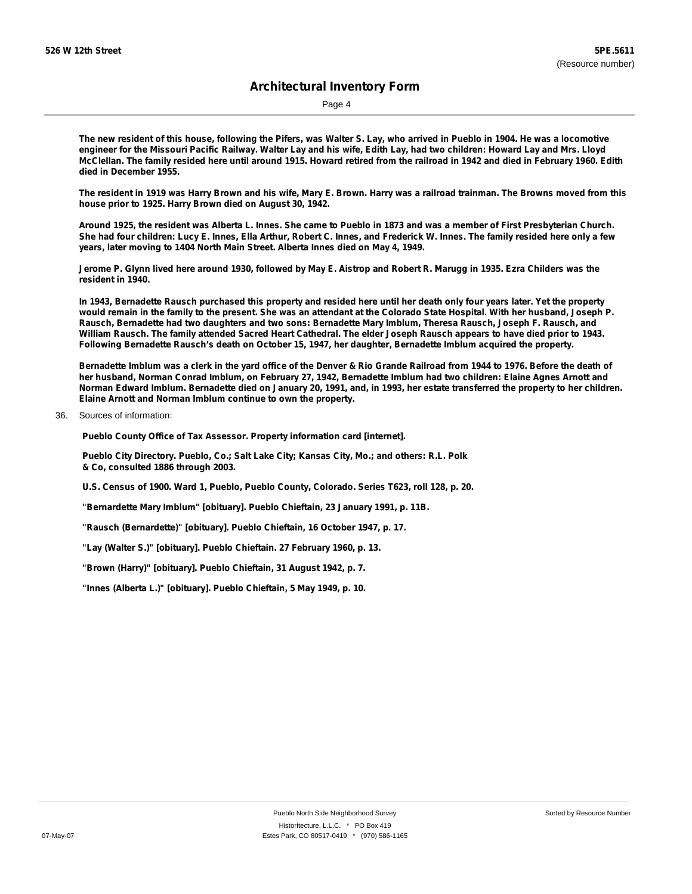The new resident of this house, following the Pifers, was Walter S. Lay, who arrived in Pueblo in 1904. He was a locomotive engineer for the Missouri Pacific Railway. Walter Lay and his wife, Edith Lay, had two children: Howard Lay and Mrs. Lloyd McClellan. The family resided here until around 1915. Howard retired from the railroad in 1942 and died in February 1960. Edith died in December 1955.

The resident in 1919 was Harry Brown and his wife, Mary E. Brown. Harry was a railroad trainman. The Browns moved from this house prior to 1925. Harry Brown died on August 30, 1942.

Around 1925, the resident was Alberta L. Innes. She came to Pueblo in 1873 and was a member of First Presbyterian Church. She had four children: Lucy E. Innes, Ella Arthur, Robert C. Innes, and Frederick W. Innes. The family resided here only a few years, later moving to 1404 North Main Street. Alberta Innes died on May 4, 1949.

Jerome P. Glynn lived here around 1930, followed by May E. Aistrop and Robert R. Marugg in 1935. Ezra Childers was the resident in 1940.

In 1943, Bernadette Rausch purchased this property and resided here until her death only four years later. Yet the property would remain in the family to the present. She was an attendant at the Colorado State Hospital. With her husband, Joseph P. Rausch, Bernadette had two daughters and two sons: Bernadette Mary Imblum, Theresa Rausch, Joseph F. Rausch, and William Rausch. The family attended Sacred Heart Cathedral. The elder Joseph Rausch appears to have died prior to 1943. Following Bernadette Rausch's death on October 15, 1947, her daughter, Bernadette Imblum acquired the property.

Bernadette Imblum was a clerk in the yard office of the Denver & Rio Grande Railroad from 1944 to 1976. Before the death of her husband, Norman Conrad Imblum, on February 27, 1942, Bernadette Imblum had two children: Elaine Agnes Arnott and Norman Edward Imblum. Bernadette died on January 20, 1991, and, in 1993, her estate transferred the property to her children. Elaine Arnott and Norman Imblum continue to own the property.

36. Sources of information:

Pueblo County Office of Tax Assessor. Property information card [internet].

Pueblo City Directory. Pueblo, Co.; Salt Lake City; Kansas City, Mo.; and others: R.L. Polk & Co, consulted 1886 through 2003.

U.S. Census of 1900. Ward 1, Pueblo, Pueblo County, Colorado. Series T623, roll 128, p. 20.

"Bernardette Mary Imblum" [obituary]. Pueblo Chieftain, 23 January 1991, p. 11B.

"Rausch (Bernardette)" [obituary]. Pueblo Chieftain, 16 October 1947, p. 17.

"Lay (Walter S.)" [obituary]. Pueblo Chieftain. 27 February 1960, p. 13.

"Brown (Harry)" [obituary]. Pueblo Chieftain, 31 August 1942, p. 7.

"Innes (Alberta L.)" [obituary]. Pueblo Chieftain, 5 May 1949, p. 10.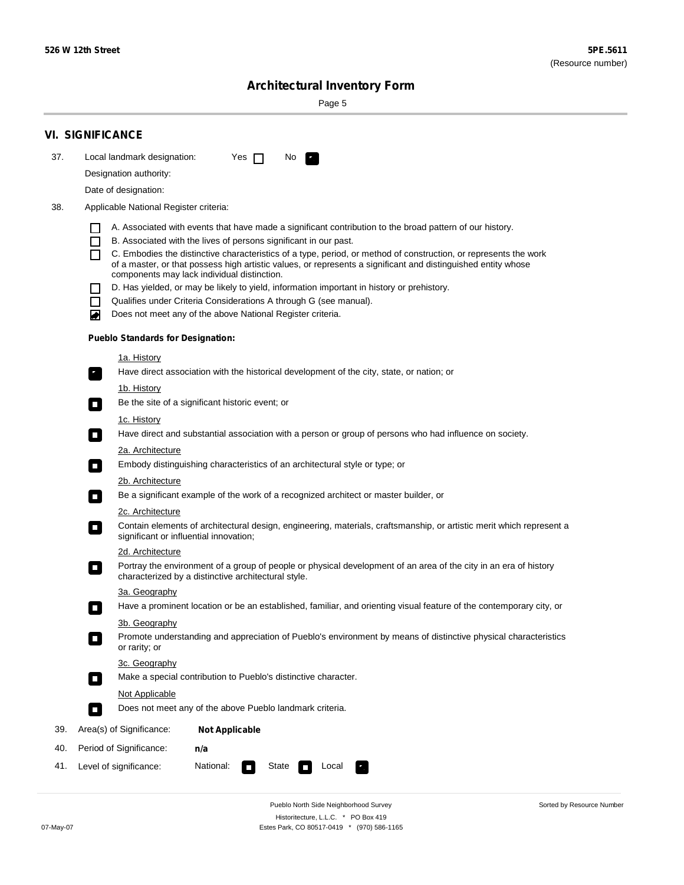## VI. SIGNIFICANCE

37. Local landmark designation: Yes ☐ No ☑

Designation authority:

Date of designation:

38. Applicable National Register criteria:

- ☐ A. Associated with events that have made a significant contribution to the broad pattern of our history.
- ☐ B. Associated with the lives of persons significant in our past.
- ☐ C. Embodies the distinctive characteristics of a type, period, or method of construction, or represents the work of a master, or that possess high artistic values, or represents a significant and distinguished entity whose components may lack individual distinction.
- ☐ D. Has yielded, or may be likely to yield, information important in history or prehistory.
- ☐ Qualifies under Criteria Considerations A through G (see manual).
- ☑ Does not meet any of the above National Register criteria.

**Pueblo Standards for Designation:**

1a. History
☑ Have direct association with the historical development of the city, state, or nation; or

1b. History
☐ Be the site of a significant historic event; or

1c. History
☐ Have direct and substantial association with a person or group of persons who had influence on society.

2a. Architecture
☐ Embody distinguishing characteristics of an architectural style or type; or

2b. Architecture
☐ Be a significant example of the work of a recognized architect or master builder, or

2c. Architecture
☐ Contain elements of architectural design, engineering, materials, craftsmanship, or artistic merit which represent a significant or influential innovation;

2d. Architecture
☐ Portray the environment of a group of people or physical development of an area of the city in an era of history characterized by a distinctive architectural style.

3a. Geography
☐ Have a prominent location or be an established, familiar, and orienting visual feature of the contemporary city, or

3b. Geography
☐ Promote understanding and appreciation of Pueblo's environment by means of distinctive physical characteristics or rarity; or

3c. Geography
☐ Make a special contribution to Pueblo's distinctive character.

Not Applicable
☐ Does not meet any of the above Pueblo landmark criteria.

39. Area(s) of Significance: **Not Applicable**

40. Period of Significance: **n/a**

41. Level of significance: National: ☐ State ☐ Local ☑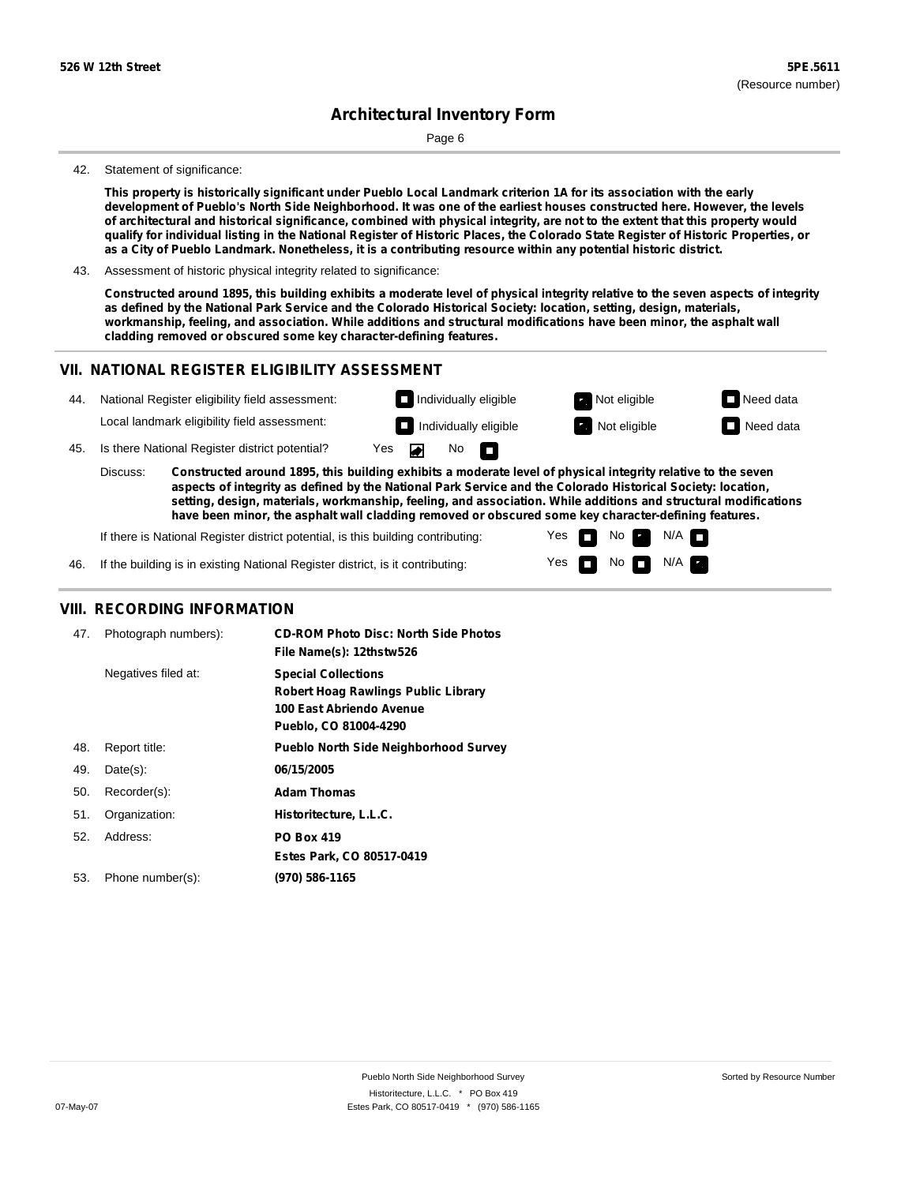42. Statement of significance:

**This property is historically significant under Pueblo Local Landmark criterion 1A for its association with the early development of Pueblo's North Side Neighborhood. It was one of the earliest houses constructed here. However, the levels of architectural and historical significance, combined with physical integrity, are not to the extent that this property would qualify for individual listing in the National Register of Historic Places, the Colorado State Register of Historic Properties, or as a City of Pueblo Landmark. Nonetheless, it is a contributing resource within any potential historic district.**

43. Assessment of historic physical integrity related to significance:

**Constructed around 1895, this building exhibits a moderate level of physical integrity relative to the seven aspects of integrity as defined by the National Park Service and the Colorado Historical Society: location, setting, design, materials, workmanship, feeling, and association. While additions and structural modifications have been minor, the asphalt wall cladding removed or obscured some key character-defining features.**

## VII. NATIONAL REGISTER ELIGIBILITY ASSESSMENT

44. National Register eligibility field assessment: ☐ Individually eligible ☑ Not eligible ☐ Need data

Local landmark eligibility field assessment: ☐ Individually eligible ☑ Not eligible ☐ Need data

45. Is there National Register district potential? Yes ☑ No ☐

Discuss: **Constructed around 1895, this building exhibits a moderate level of physical integrity relative to the seven aspects of integrity as defined by the National Park Service and the Colorado Historical Society: location, setting, design, materials, workmanship, feeling, and association. While additions and structural modifications have been minor, the asphalt wall cladding removed or obscured some key character-defining features.**

If there is National Register district potential, is this building contributing: Yes ☐ No ☑ N/A ☐

46. If the building is in existing National Register district, is it contributing: Yes ☐ No ☐ N/A ☑

## VIII. RECORDING INFORMATION

| | | |
|---|---|---|
| 47. | Photograph numbers): | **CD-ROM Photo Disc: North Side Photos**<br>**File Name(s): 12thstw526** |
| | Negatives filed at: | **Special Collections**<br>**Robert Hoag Rawlings Public Library**<br>**100 East Abriendo Avenue**<br>**Pueblo, CO 81004-4290** |
| 48. | Report title: | **Pueblo North Side Neighborhood Survey** |
| 49. | Date(s): | **06/15/2005** |
| 50. | Recorder(s): | **Adam Thomas** |
| 51. | Organization: | **Historitecture, L.L.C.** |
| 52. | Address: | **PO Box 419**<br>**Estes Park, CO 80517-0419** |
| 53. | Phone number(s): | **(970) 586-1165** |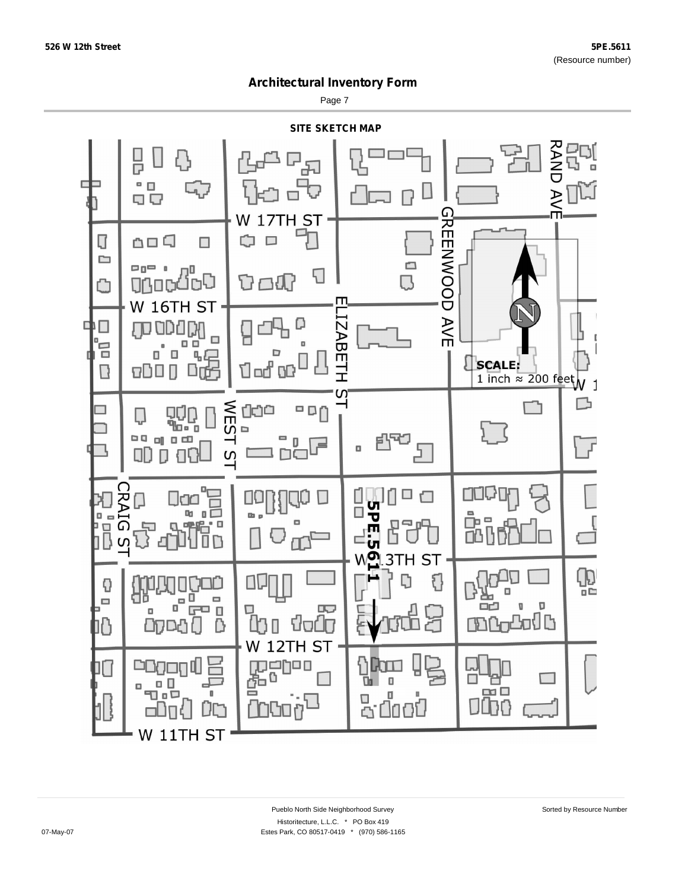## Architectural Inventory Form

### SITE SKETCH MAP

W 17TH ST

W 16TH ST

GREENWOOD AVE

ELIZABETH ST

RAND AVE

WEST ST

CRAIG ST

W 13TH ST

W 12TH ST

W 11TH ST

5PE.5611

**SCALE:**
1 inch ≈ 200 feet

N

Pueblo North Side Neighborhood Survey

Historitecture, L.L.C. * PO Box 419

Estes Park, CO 80517-0419 * (970) 586-1165

Sorted by Resource Number

07-May-07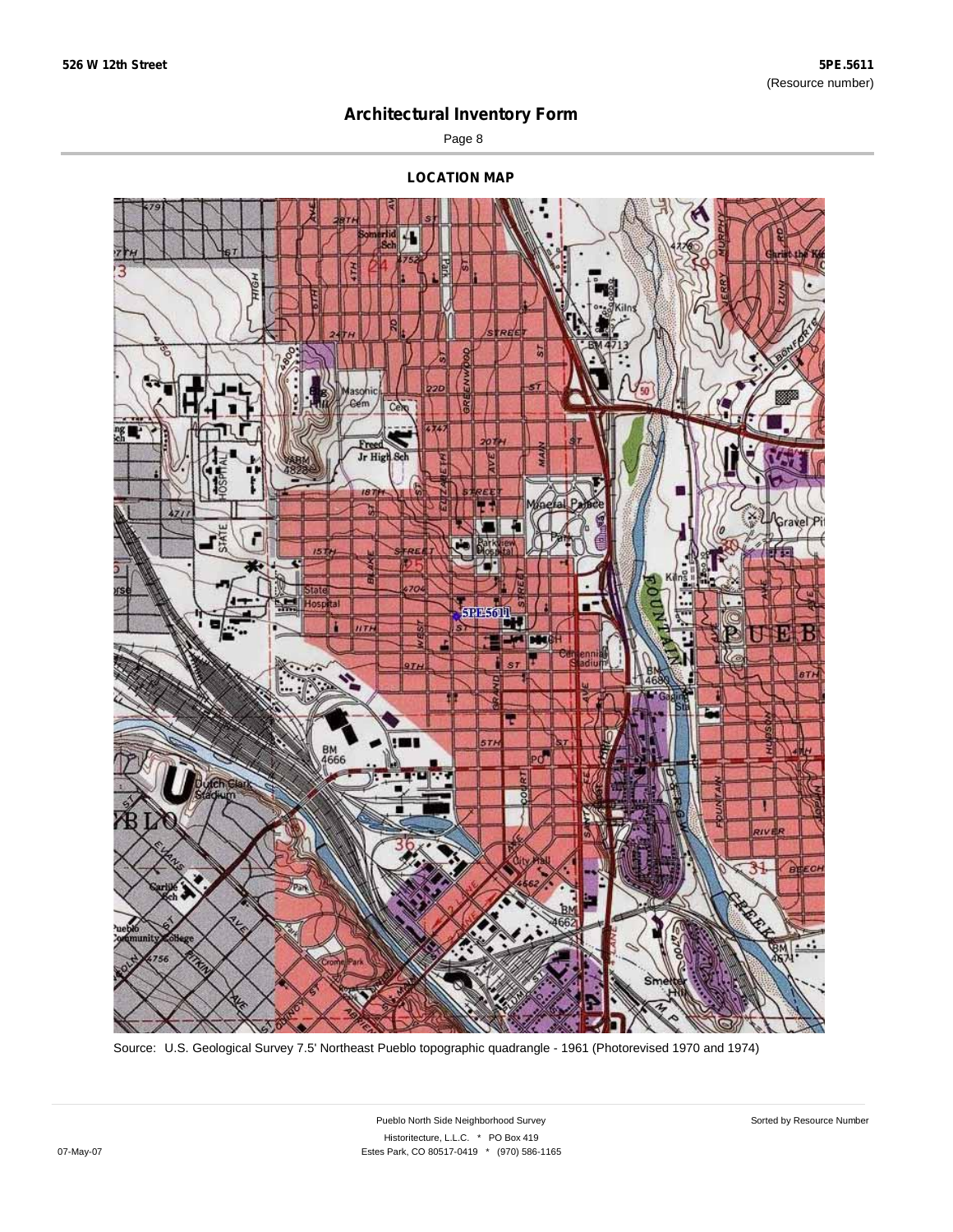## LOCATION MAP

Source: U.S. Geological Survey 7.5' Northeast Pueblo topographic quadrangle - 1961 (Photorevised 1970 and 1974)